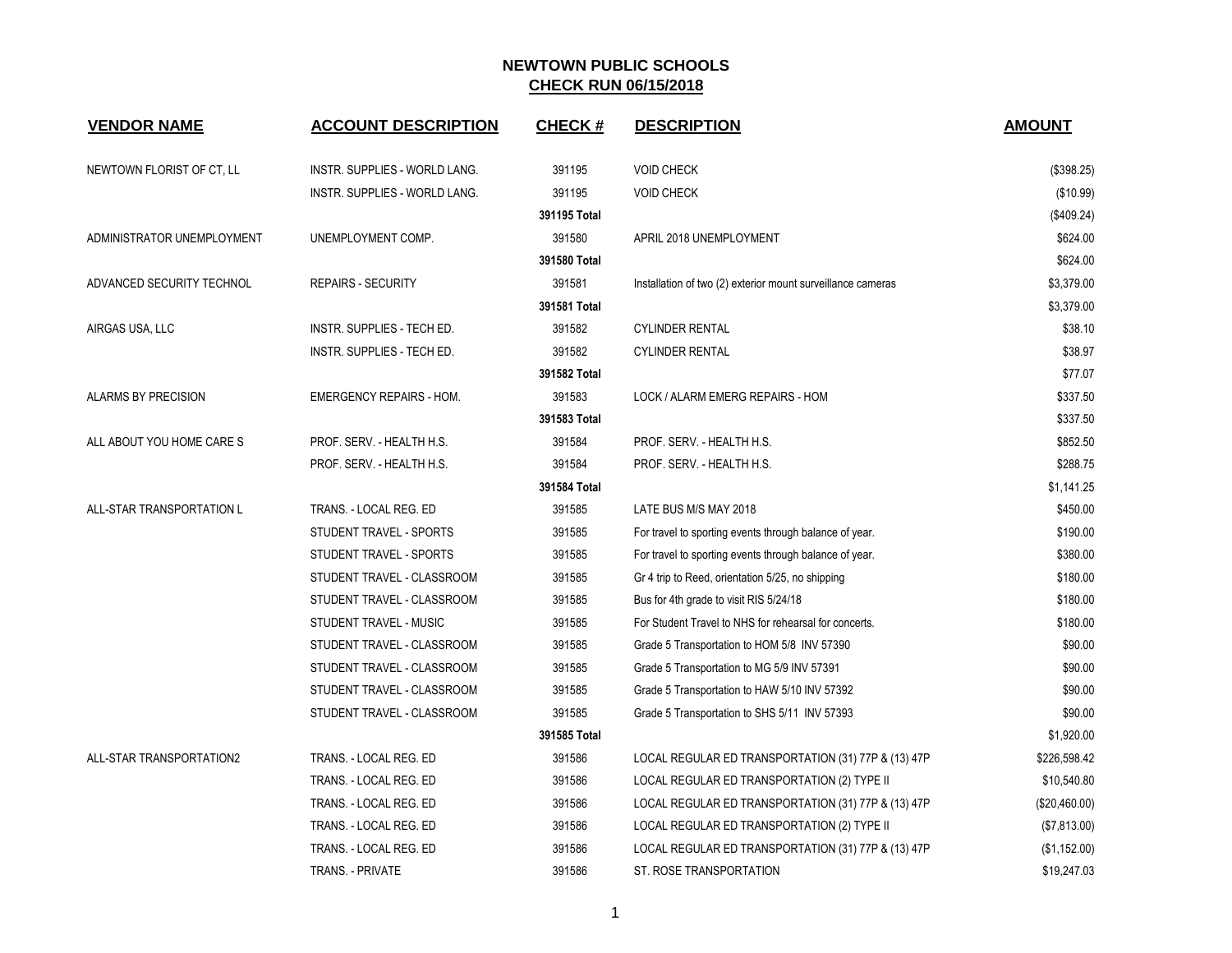# NEWTOWN PUBLIC SCHOOLS

## CHECK RUN 06/15/2018

| VENDOR NAME | ACCOUNT DESCRIPTION | CHECK # | DESCRIPTION | AMOUNT |
|---|---|---|---|---|
| NEWTOWN FLORIST OF CT, LL | INSTR. SUPPLIES - WORLD LANG. | 391195 | VOID CHECK | ($398.25) |
| | INSTR. SUPPLIES - WORLD LANG. | 391195 | VOID CHECK | ($10.99) |
| | | 391195 Total | | ($409.24) |
| ADMINISTRATOR UNEMPLOYMENT | UNEMPLOYMENT COMP. | 391580 | APRIL 2018 UNEMPLOYMENT | $624.00 |
| | | 391580 Total | | $624.00 |
| ADVANCED SECURITY TECHNOL | REPAIRS - SECURITY | 391581 | Installation of two (2) exterior mount surveillance cameras | $3,379.00 |
| | | 391581 Total | | $3,379.00 |
| AIRGAS USA, LLC | INSTR. SUPPLIES - TECH ED. | 391582 | CYLINDER RENTAL | $38.10 |
| | INSTR. SUPPLIES - TECH ED. | 391582 | CYLINDER RENTAL | $38.97 |
| | | 391582 Total | | $77.07 |
| ALARMS BY PRECISION | EMERGENCY REPAIRS - HOM. | 391583 | LOCK / ALARM EMERG REPAIRS - HOM | $337.50 |
| | | 391583 Total | | $337.50 |
| ALL ABOUT YOU HOME CARE S | PROF. SERV. - HEALTH H.S. | 391584 | PROF. SERV. - HEALTH H.S. | $852.50 |
| | PROF. SERV. - HEALTH H.S. | 391584 | PROF. SERV. - HEALTH H.S. | $288.75 |
| | | 391584 Total | | $1,141.25 |
| ALL-STAR TRANSPORTATION L | TRANS. - LOCAL REG. ED | 391585 | LATE BUS M/S MAY 2018 | $450.00 |
| | STUDENT TRAVEL - SPORTS | 391585 | For travel to sporting events through balance of year. | $190.00 |
| | STUDENT TRAVEL - SPORTS | 391585 | For travel to sporting events through balance of year. | $380.00 |
| | STUDENT TRAVEL - CLASSROOM | 391585 | Gr 4 trip to Reed, orientation 5/25, no shipping | $180.00 |
| | STUDENT TRAVEL - CLASSROOM | 391585 | Bus for 4th grade to visit RIS 5/24/18 | $180.00 |
| | STUDENT TRAVEL - MUSIC | 391585 | For Student Travel to NHS for rehearsal for concerts. | $180.00 |
| | STUDENT TRAVEL - CLASSROOM | 391585 | Grade 5 Transportation to HOM 5/8 INV 57390 | $90.00 |
| | STUDENT TRAVEL - CLASSROOM | 391585 | Grade 5 Transportation to MG 5/9 INV 57391 | $90.00 |
| | STUDENT TRAVEL - CLASSROOM | 391585 | Grade 5 Transportation to HAW 5/10 INV 57392 | $90.00 |
| | STUDENT TRAVEL - CLASSROOM | 391585 | Grade 5 Transportation to SHS 5/11 INV 57393 | $90.00 |
| | | 391585 Total | | $1,920.00 |
| ALL-STAR TRANSPORTATION2 | TRANS. - LOCAL REG. ED | 391586 | LOCAL REGULAR ED TRANSPORTATION (31) 77P & (13) 47P | $226,598.42 |
| | TRANS. - LOCAL REG. ED | 391586 | LOCAL REGULAR ED TRANSPORTATION (2) TYPE II | $10,540.80 |
| | TRANS. - LOCAL REG. ED | 391586 | LOCAL REGULAR ED TRANSPORTATION (31) 77P & (13) 47P | ($20,460.00) |
| | TRANS. - LOCAL REG. ED | 391586 | LOCAL REGULAR ED TRANSPORTATION (2) TYPE II | ($7,813.00) |
| | TRANS. - LOCAL REG. ED | 391586 | LOCAL REGULAR ED TRANSPORTATION (31) 77P & (13) 47P | ($1,152.00) |
| | TRANS. - PRIVATE | 391586 | ST. ROSE TRANSPORTATION | $19,247.03 |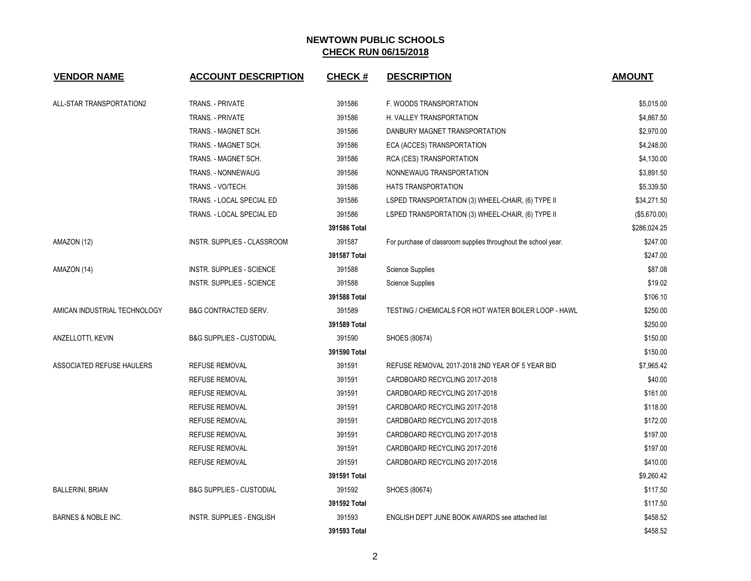# NEWTOWN PUBLIC SCHOOLS

## CHECK RUN 06/15/2018

| VENDOR NAME | ACCOUNT DESCRIPTION | CHECK # | DESCRIPTION | AMOUNT |
|---|---|---|---|---|
| ALL-STAR TRANSPORTATION2 | TRANS. - PRIVATE | 391586 | F. WOODS TRANSPORTATION | $5,015.00 |
| | TRANS. - PRIVATE | 391586 | H. VALLEY TRANSPORTATION | $4,867.50 |
| | TRANS. - MAGNET SCH. | 391586 | DANBURY MAGNET TRANSPORTATION | $2,970.00 |
| | TRANS. - MAGNET SCH. | 391586 | ECA (ACCES) TRANSPORTATION | $4,248.00 |
| | TRANS. - MAGNET SCH. | 391586 | RCA (CES) TRANSPORTATION | $4,130.00 |
| | TRANS. - NONNEWAUG | 391586 | NONNEWAUG TRANSPORTATION | $3,891.50 |
| | TRANS. - VO/TECH. | 391586 | HATS TRANSPORTATION | $5,339.50 |
| | TRANS. - LOCAL SPECIAL ED | 391586 | LSPED TRANSPORTATION (3) WHEEL-CHAIR, (6) TYPE II | $34,271.50 |
| | TRANS. - LOCAL SPECIAL ED | 391586 | LSPED TRANSPORTATION (3) WHEEL-CHAIR, (6) TYPE II | ($5,670.00) |
| | | **391586 Total** | | $286,024.25 |
| AMAZON (12) | INSTR. SUPPLIES - CLASSROOM | 391587 | For purchase of classroom supplies throughout the school year. | $247.00 |
| | | **391587 Total** | | $247.00 |
| AMAZON (14) | INSTR. SUPPLIES - SCIENCE | 391588 | Science Supplies | $87.08 |
| | INSTR. SUPPLIES - SCIENCE | 391588 | Science Supplies | $19.02 |
| | | **391588 Total** | | $106.10 |
| AMICAN INDUSTRIAL TECHNOLOGY | B&G CONTRACTED SERV. | 391589 | TESTING / CHEMICALS FOR HOT WATER BOILER LOOP - HAWL | $250.00 |
| | | **391589 Total** | | $250.00 |
| ANZELLOTTI, KEVIN | B&G SUPPLIES - CUSTODIAL | 391590 | SHOES (80674) | $150.00 |
| | | **391590 Total** | | $150.00 |
| ASSOCIATED REFUSE HAULERS | REFUSE REMOVAL | 391591 | REFUSE REMOVAL 2017-2018 2ND YEAR OF 5 YEAR BID | $7,965.42 |
| | REFUSE REMOVAL | 391591 | CARDBOARD RECYCLING 2017-2018 | $40.00 |
| | REFUSE REMOVAL | 391591 | CARDBOARD RECYCLING 2017-2018 | $161.00 |
| | REFUSE REMOVAL | 391591 | CARDBOARD RECYCLING 2017-2018 | $118.00 |
| | REFUSE REMOVAL | 391591 | CARDBOARD RECYCLING 2017-2018 | $172.00 |
| | REFUSE REMOVAL | 391591 | CARDBOARD RECYCLING 2017-2018 | $197.00 |
| | REFUSE REMOVAL | 391591 | CARDBOARD RECYCLING 2017-2018 | $197.00 |
| | REFUSE REMOVAL | 391591 | CARDBOARD RECYCLING 2017-2018 | $410.00 |
| | | **391591 Total** | | $9,260.42 |
| BALLERINI, BRIAN | B&G SUPPLIES - CUSTODIAL | 391592 | SHOES (80674) | $117.50 |
| | | **391592 Total** | | $117.50 |
| BARNES & NOBLE INC. | INSTR. SUPPLIES - ENGLISH | 391593 | ENGLISH DEPT JUNE BOOK AWARDS see attached list | $458.52 |
| | | **391593 Total** | | $458.52 |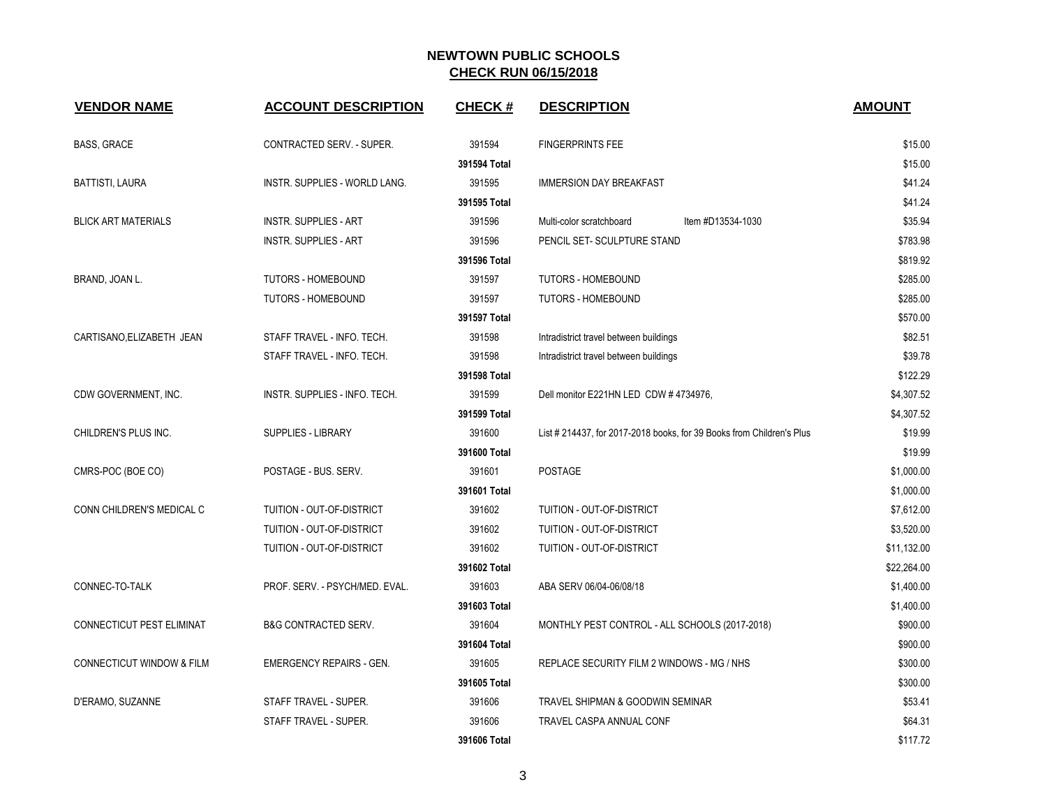# NEWTOWN PUBLIC SCHOOLS

## CHECK RUN 06/15/2018

| VENDOR NAME | ACCOUNT DESCRIPTION | CHECK # | DESCRIPTION | AMOUNT |
|---|---|---|---|---|
| BASS, GRACE | CONTRACTED SERV. - SUPER. | 391594 | FINGERPRINTS FEE | $15.00 |
| | | 391594 Total | | $15.00 |
| BATTISTI, LAURA | INSTR. SUPPLIES - WORLD LANG. | 391595 | IMMERSION DAY BREAKFAST | $41.24 |
| | | 391595 Total | | $41.24 |
| BLICK ART MATERIALS | INSTR. SUPPLIES - ART | 391596 | Multi-color scratchboard Item #D13534-1030 | $35.94 |
| | INSTR. SUPPLIES - ART | 391596 | PENCIL SET- SCULPTURE STAND | $783.98 |
| | | 391596 Total | | $819.92 |
| BRAND, JOAN L. | TUTORS - HOMEBOUND | 391597 | TUTORS - HOMEBOUND | $285.00 |
| | TUTORS - HOMEBOUND | 391597 | TUTORS - HOMEBOUND | $285.00 |
| | | 391597 Total | | $570.00 |
| CARTISANO,ELIZABETH JEAN | STAFF TRAVEL - INFO. TECH. | 391598 | Intradistrict travel between buildings | $82.51 |
| | STAFF TRAVEL - INFO. TECH. | 391598 | Intradistrict travel between buildings | $39.78 |
| | | 391598 Total | | $122.29 |
| CDW GOVERNMENT, INC. | INSTR. SUPPLIES - INFO. TECH. | 391599 | Dell monitor E221HN LED CDW # 4734976, | $4,307.52 |
| | | 391599 Total | | $4,307.52 |
| CHILDREN'S PLUS INC. | SUPPLIES - LIBRARY | 391600 | List # 214437, for 2017-2018 books, for 39 Books from Children's Plus | $19.99 |
| | | 391600 Total | | $19.99 |
| CMRS-POC (BOE CO) | POSTAGE - BUS. SERV. | 391601 | POSTAGE | $1,000.00 |
| | | 391601 Total | | $1,000.00 |
| CONN CHILDREN'S MEDICAL C | TUITION - OUT-OF-DISTRICT | 391602 | TUITION - OUT-OF-DISTRICT | $7,612.00 |
| | TUITION - OUT-OF-DISTRICT | 391602 | TUITION - OUT-OF-DISTRICT | $3,520.00 |
| | TUITION - OUT-OF-DISTRICT | 391602 | TUITION - OUT-OF-DISTRICT | $11,132.00 |
| | | 391602 Total | | $22,264.00 |
| CONNEC-TO-TALK | PROF. SERV. - PSYCH/MED. EVAL. | 391603 | ABA SERV 06/04-06/08/18 | $1,400.00 |
| | | 391603 Total | | $1,400.00 |
| CONNECTICUT PEST ELIMINAT | B&G CONTRACTED SERV. | 391604 | MONTHLY PEST CONTROL - ALL SCHOOLS (2017-2018) | $900.00 |
| | | 391604 Total | | $900.00 |
| CONNECTICUT WINDOW & FILM | EMERGENCY REPAIRS - GEN. | 391605 | REPLACE SECURITY FILM 2 WINDOWS - MG / NHS | $300.00 |
| | | 391605 Total | | $300.00 |
| D'ERAMO, SUZANNE | STAFF TRAVEL - SUPER. | 391606 | TRAVEL SHIPMAN & GOODWIN SEMINAR | $53.41 |
| | STAFF TRAVEL - SUPER. | 391606 | TRAVEL CASPA ANNUAL CONF | $64.31 |
| | | 391606 Total | | $117.72 |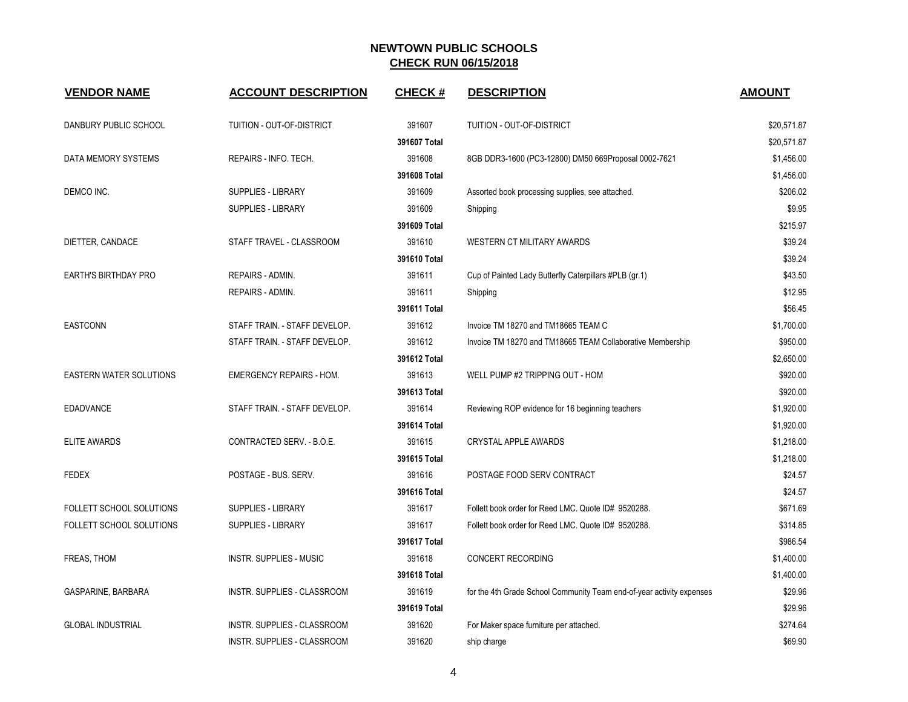# NEWTOWN PUBLIC SCHOOLS
## CHECK RUN 06/15/2018

| VENDOR NAME | ACCOUNT DESCRIPTION | CHECK # | DESCRIPTION | AMOUNT |
|---|---|---|---|---|
| DANBURY PUBLIC SCHOOL | TUITION - OUT-OF-DISTRICT | 391607 | TUITION - OUT-OF-DISTRICT | $20,571.87 |
| | | 391607 Total | | $20,571.87 |
| DATA MEMORY SYSTEMS | REPAIRS - INFO. TECH. | 391608 | 8GB DDR3-1600 (PC3-12800) DM50 669Proposal 0002-7621 | $1,456.00 |
| | | 391608 Total | | $1,456.00 |
| DEMCO INC. | SUPPLIES - LIBRARY | 391609 | Assorted book processing supplies, see attached. | $206.02 |
| | SUPPLIES - LIBRARY | 391609 | Shipping | $9.95 |
| | | 391609 Total | | $215.97 |
| DIETTER, CANDACE | STAFF TRAVEL - CLASSROOM | 391610 | WESTERN CT MILITARY AWARDS | $39.24 |
| | | 391610 Total | | $39.24 |
| EARTH'S BIRTHDAY PRO | REPAIRS - ADMIN. | 391611 | Cup of Painted Lady Butterfly Caterpillars #PLB (gr.1) | $43.50 |
| | REPAIRS - ADMIN. | 391611 | Shipping | $12.95 |
| | | 391611 Total | | $56.45 |
| EASTCONN | STAFF TRAIN. - STAFF DEVELOP. | 391612 | Invoice TM 18270 and TM18665 TEAM C | $1,700.00 |
| | STAFF TRAIN. - STAFF DEVELOP. | 391612 | Invoice TM 18270 and TM18665 TEAM Collaborative Membership | $950.00 |
| | | 391612 Total | | $2,650.00 |
| EASTERN WATER SOLUTIONS | EMERGENCY REPAIRS - HOM. | 391613 | WELL PUMP #2 TRIPPING OUT - HOM | $920.00 |
| | | 391613 Total | | $920.00 |
| EDADVANCE | STAFF TRAIN. - STAFF DEVELOP. | 391614 | Reviewing ROP evidence for 16 beginning teachers | $1,920.00 |
| | | 391614 Total | | $1,920.00 |
| ELITE AWARDS | CONTRACTED SERV. - B.O.E. | 391615 | CRYSTAL APPLE AWARDS | $1,218.00 |
| | | 391615 Total | | $1,218.00 |
| FEDEX | POSTAGE - BUS. SERV. | 391616 | POSTAGE FOOD SERV CONTRACT | $24.57 |
| | | 391616 Total | | $24.57 |
| FOLLETT SCHOOL SOLUTIONS | SUPPLIES - LIBRARY | 391617 | Follett book order for Reed LMC. Quote ID# 9520288. | $671.69 |
| FOLLETT SCHOOL SOLUTIONS | SUPPLIES - LIBRARY | 391617 | Follett book order for Reed LMC. Quote ID# 9520288. | $314.85 |
| | | 391617 Total | | $986.54 |
| FREAS, THOM | INSTR. SUPPLIES - MUSIC | 391618 | CONCERT RECORDING | $1,400.00 |
| | | 391618 Total | | $1,400.00 |
| GASPARINE, BARBARA | INSTR. SUPPLIES - CLASSROOM | 391619 | for the 4th Grade School Community Team end-of-year activity expenses | $29.96 |
| | | 391619 Total | | $29.96 |
| GLOBAL INDUSTRIAL | INSTR. SUPPLIES - CLASSROOM | 391620 | For Maker space furniture per attached. | $274.64 |
| | INSTR. SUPPLIES - CLASSROOM | 391620 | ship charge | $69.90 |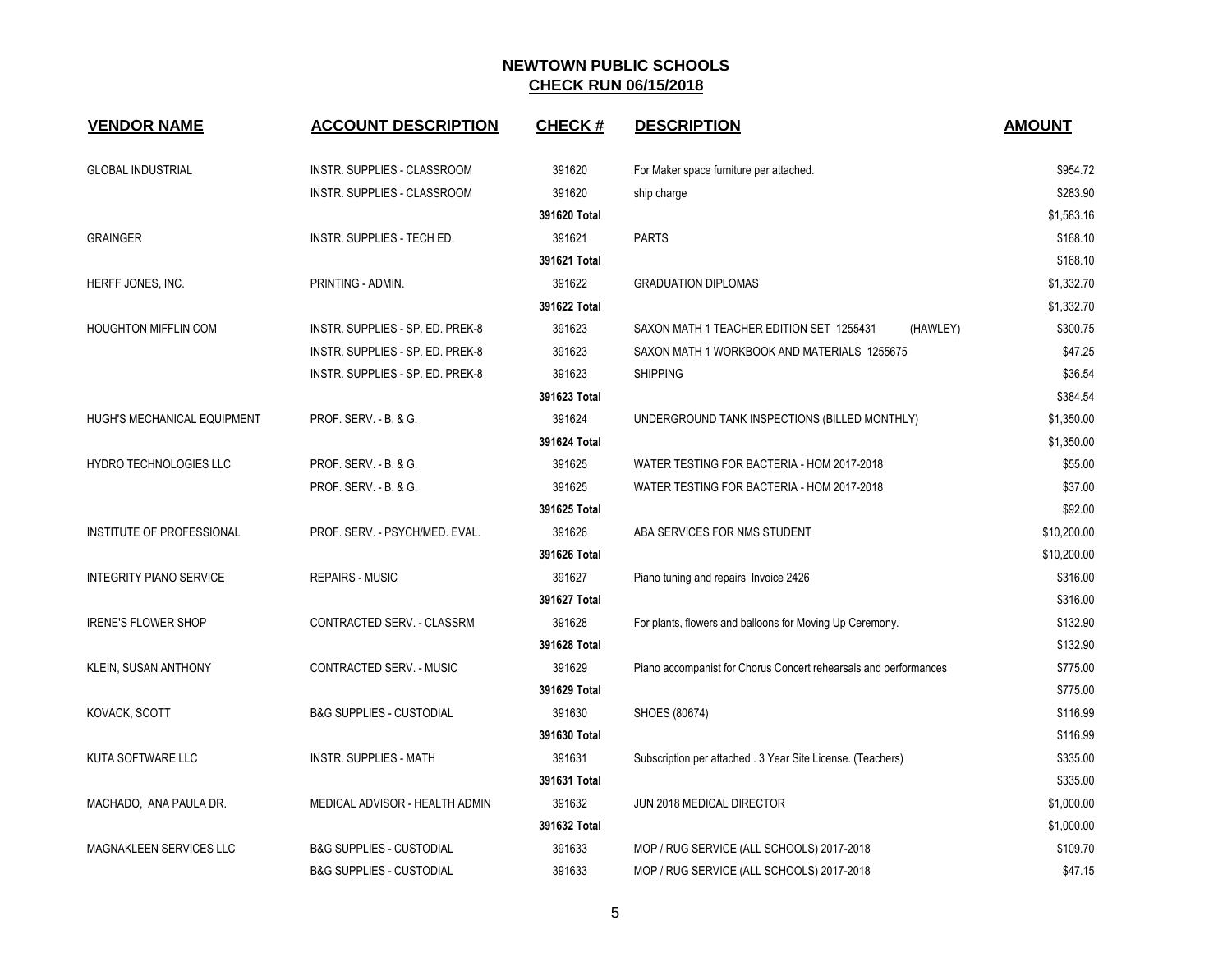# NEWTOWN PUBLIC SCHOOLS
## CHECK RUN 06/15/2018

| VENDOR NAME | ACCOUNT DESCRIPTION | CHECK # | DESCRIPTION | AMOUNT |
|---|---|---|---|---|
| GLOBAL INDUSTRIAL | INSTR. SUPPLIES - CLASSROOM | 391620 | For Maker space furniture per attached. | $954.72 |
| | INSTR. SUPPLIES - CLASSROOM | 391620 | ship charge | $283.90 |
| | | 391620 Total | | $1,583.16 |
| GRAINGER | INSTR. SUPPLIES - TECH ED. | 391621 | PARTS | $168.10 |
| | | 391621 Total | | $168.10 |
| HERFF JONES, INC. | PRINTING - ADMIN. | 391622 | GRADUATION DIPLOMAS | $1,332.70 |
| | | 391622 Total | | $1,332.70 |
| HOUGHTON MIFFLIN COM | INSTR. SUPPLIES - SP. ED. PREK-8 | 391623 | SAXON MATH 1 TEACHER EDITION SET 1255431 (HAWLEY) | $300.75 |
| | INSTR. SUPPLIES - SP. ED. PREK-8 | 391623 | SAXON MATH 1 WORKBOOK AND MATERIALS 1255675 | $47.25 |
| | INSTR. SUPPLIES - SP. ED. PREK-8 | 391623 | SHIPPING | $36.54 |
| | | 391623 Total | | $384.54 |
| HUGH'S MECHANICAL EQUIPMENT | PROF. SERV. - B. & G. | 391624 | UNDERGROUND TANK INSPECTIONS (BILLED MONTHLY) | $1,350.00 |
| | | 391624 Total | | $1,350.00 |
| HYDRO TECHNOLOGIES LLC | PROF. SERV. - B. & G. | 391625 | WATER TESTING FOR BACTERIA - HOM 2017-2018 | $55.00 |
| | PROF. SERV. - B. & G. | 391625 | WATER TESTING FOR BACTERIA - HOM 2017-2018 | $37.00 |
| | | 391625 Total | | $92.00 |
| INSTITUTE OF PROFESSIONAL | PROF. SERV. - PSYCH/MED. EVAL. | 391626 | ABA SERVICES FOR NMS STUDENT | $10,200.00 |
| | | 391626 Total | | $10,200.00 |
| INTEGRITY PIANO SERVICE | REPAIRS - MUSIC | 391627 | Piano tuning and repairs Invoice 2426 | $316.00 |
| | | 391627 Total | | $316.00 |
| IRENE'S FLOWER SHOP | CONTRACTED SERV. - CLASSRM | 391628 | For plants, flowers and balloons for Moving Up Ceremony. | $132.90 |
| | | 391628 Total | | $132.90 |
| KLEIN, SUSAN ANTHONY | CONTRACTED SERV. - MUSIC | 391629 | Piano accompanist for Chorus Concert rehearsals and performances | $775.00 |
| | | 391629 Total | | $775.00 |
| KOVACK, SCOTT | B&G SUPPLIES - CUSTODIAL | 391630 | SHOES (80674) | $116.99 |
| | | 391630 Total | | $116.99 |
| KUTA SOFTWARE LLC | INSTR. SUPPLIES - MATH | 391631 | Subscription per attached . 3 Year Site License. (Teachers) | $335.00 |
| | | 391631 Total | | $335.00 |
| MACHADO, ANA PAULA DR. | MEDICAL ADVISOR - HEALTH ADMIN | 391632 | JUN 2018 MEDICAL DIRECTOR | $1,000.00 |
| | | 391632 Total | | $1,000.00 |
| MAGNAKLEEN SERVICES LLC | B&G SUPPLIES - CUSTODIAL | 391633 | MOP / RUG SERVICE (ALL SCHOOLS) 2017-2018 | $109.70 |
| | B&G SUPPLIES - CUSTODIAL | 391633 | MOP / RUG SERVICE (ALL SCHOOLS) 2017-2018 | $47.15 |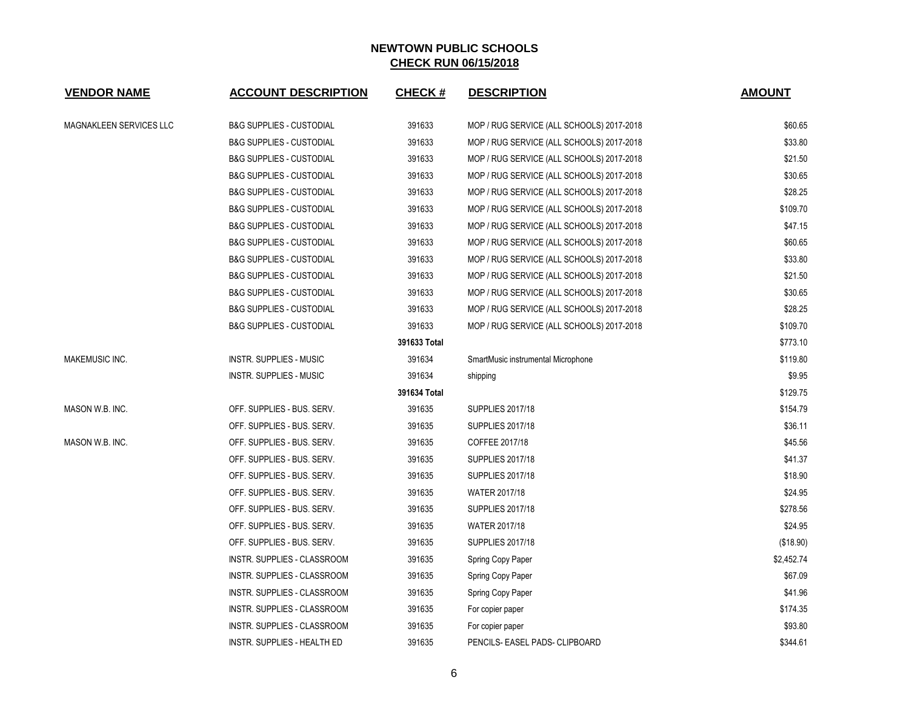# NEWTOWN PUBLIC SCHOOLS
## CHECK RUN 06/15/2018

| VENDOR NAME | ACCOUNT DESCRIPTION | CHECK # | DESCRIPTION | AMOUNT |
|---|---|---|---|---|
| MAGNAKLEEN SERVICES LLC | B&G SUPPLIES - CUSTODIAL | 391633 | MOP / RUG SERVICE (ALL SCHOOLS) 2017-2018 | $60.65 |
| | B&G SUPPLIES - CUSTODIAL | 391633 | MOP / RUG SERVICE (ALL SCHOOLS) 2017-2018 | $33.80 |
| | B&G SUPPLIES - CUSTODIAL | 391633 | MOP / RUG SERVICE (ALL SCHOOLS) 2017-2018 | $21.50 |
| | B&G SUPPLIES - CUSTODIAL | 391633 | MOP / RUG SERVICE (ALL SCHOOLS) 2017-2018 | $30.65 |
| | B&G SUPPLIES - CUSTODIAL | 391633 | MOP / RUG SERVICE (ALL SCHOOLS) 2017-2018 | $28.25 |
| | B&G SUPPLIES - CUSTODIAL | 391633 | MOP / RUG SERVICE (ALL SCHOOLS) 2017-2018 | $109.70 |
| | B&G SUPPLIES - CUSTODIAL | 391633 | MOP / RUG SERVICE (ALL SCHOOLS) 2017-2018 | $47.15 |
| | B&G SUPPLIES - CUSTODIAL | 391633 | MOP / RUG SERVICE (ALL SCHOOLS) 2017-2018 | $60.65 |
| | B&G SUPPLIES - CUSTODIAL | 391633 | MOP / RUG SERVICE (ALL SCHOOLS) 2017-2018 | $33.80 |
| | B&G SUPPLIES - CUSTODIAL | 391633 | MOP / RUG SERVICE (ALL SCHOOLS) 2017-2018 | $21.50 |
| | B&G SUPPLIES - CUSTODIAL | 391633 | MOP / RUG SERVICE (ALL SCHOOLS) 2017-2018 | $30.65 |
| | B&G SUPPLIES - CUSTODIAL | 391633 | MOP / RUG SERVICE (ALL SCHOOLS) 2017-2018 | $28.25 |
| | B&G SUPPLIES - CUSTODIAL | 391633 | MOP / RUG SERVICE (ALL SCHOOLS) 2017-2018 | $109.70 |
| | | **391633 Total** | | $773.10 |
| MAKEMUSIC INC. | INSTR. SUPPLIES - MUSIC | 391634 | SmartMusic instrumental Microphone | $119.80 |
| | INSTR. SUPPLIES - MUSIC | 391634 | shipping | $9.95 |
| | | **391634 Total** | | $129.75 |
| MASON W.B. INC. | OFF. SUPPLIES - BUS. SERV. | 391635 | SUPPLIES 2017/18 | $154.79 |
| | OFF. SUPPLIES - BUS. SERV. | 391635 | SUPPLIES 2017/18 | $36.11 |
| MASON W.B. INC. | OFF. SUPPLIES - BUS. SERV. | 391635 | COFFEE 2017/18 | $45.56 |
| | OFF. SUPPLIES - BUS. SERV. | 391635 | SUPPLIES 2017/18 | $41.37 |
| | OFF. SUPPLIES - BUS. SERV. | 391635 | SUPPLIES 2017/18 | $18.90 |
| | OFF. SUPPLIES - BUS. SERV. | 391635 | WATER 2017/18 | $24.95 |
| | OFF. SUPPLIES - BUS. SERV. | 391635 | SUPPLIES 2017/18 | $278.56 |
| | OFF. SUPPLIES - BUS. SERV. | 391635 | WATER 2017/18 | $24.95 |
| | OFF. SUPPLIES - BUS. SERV. | 391635 | SUPPLIES 2017/18 | ($18.90) |
| | INSTR. SUPPLIES - CLASSROOM | 391635 | Spring Copy Paper | $2,452.74 |
| | INSTR. SUPPLIES - CLASSROOM | 391635 | Spring Copy Paper | $67.09 |
| | INSTR. SUPPLIES - CLASSROOM | 391635 | Spring Copy Paper | $41.96 |
| | INSTR. SUPPLIES - CLASSROOM | 391635 | For copier paper | $174.35 |
| | INSTR. SUPPLIES - CLASSROOM | 391635 | For copier paper | $93.80 |
| | INSTR. SUPPLIES - HEALTH ED | 391635 | PENCILS- EASEL PADS- CLIPBOARD | $344.61 |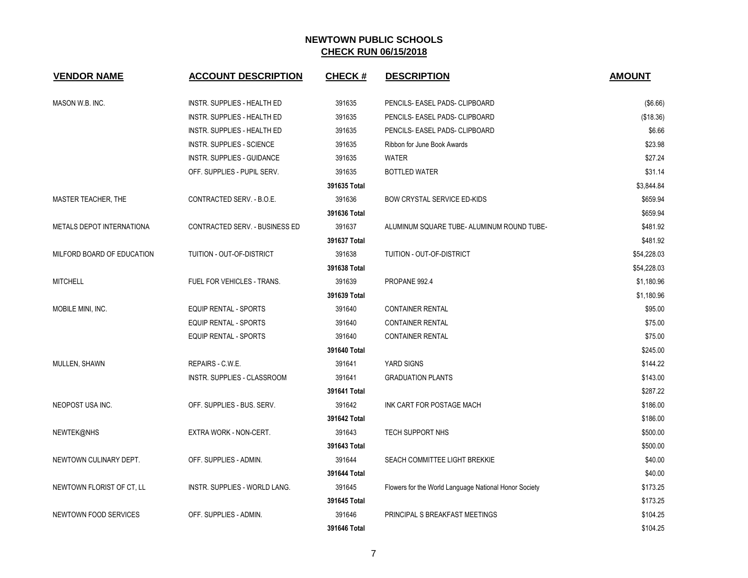## NEWTOWN PUBLIC SCHOOLS
## CHECK RUN 06/15/2018

| VENDOR NAME | ACCOUNT DESCRIPTION | CHECK # | DESCRIPTION | AMOUNT |
|---|---|---|---|---|
| MASON W.B. INC. | INSTR. SUPPLIES - HEALTH ED | 391635 | PENCILS- EASEL PADS- CLIPBOARD | ($6.66) |
| | INSTR. SUPPLIES - HEALTH ED | 391635 | PENCILS- EASEL PADS- CLIPBOARD | ($18.36) |
| | INSTR. SUPPLIES - HEALTH ED | 391635 | PENCILS- EASEL PADS- CLIPBOARD | $6.66 |
| | INSTR. SUPPLIES - SCIENCE | 391635 | Ribbon for June Book Awards | $23.98 |
| | INSTR. SUPPLIES - GUIDANCE | 391635 | WATER | $27.24 |
| | OFF. SUPPLIES - PUPIL SERV. | 391635 | BOTTLED WATER | $31.14 |
| | | **391635 Total** | | $3,844.84 |
| MASTER TEACHER, THE | CONTRACTED SERV. - B.O.E. | 391636 | BOW CRYSTAL SERVICE ED-KIDS | $659.94 |
| | | **391636 Total** | | $659.94 |
| METALS DEPOT INTERNATIONA | CONTRACTED SERV. - BUSINESS ED | 391637 | ALUMINUM SQUARE TUBE- ALUMINUM ROUND TUBE- | $481.92 |
| | | **391637 Total** | | $481.92 |
| MILFORD BOARD OF EDUCATION | TUITION - OUT-OF-DISTRICT | 391638 | TUITION - OUT-OF-DISTRICT | $54,228.03 |
| | | **391638 Total** | | $54,228.03 |
| MITCHELL | FUEL FOR VEHICLES - TRANS. | 391639 | PROPANE 992.4 | $1,180.96 |
| | | **391639 Total** | | $1,180.96 |
| MOBILE MINI, INC. | EQUIP RENTAL - SPORTS | 391640 | CONTAINER RENTAL | $95.00 |
| | EQUIP RENTAL - SPORTS | 391640 | CONTAINER RENTAL | $75.00 |
| | EQUIP RENTAL - SPORTS | 391640 | CONTAINER RENTAL | $75.00 |
| | | **391640 Total** | | $245.00 |
| MULLEN, SHAWN | REPAIRS - C.W.E. | 391641 | YARD SIGNS | $144.22 |
| | INSTR. SUPPLIES - CLASSROOM | 391641 | GRADUATION PLANTS | $143.00 |
| | | **391641 Total** | | $287.22 |
| NEOPOST USA INC. | OFF. SUPPLIES - BUS. SERV. | 391642 | INK CART FOR POSTAGE MACH | $186.00 |
| | | **391642 Total** | | $186.00 |
| NEWTEK@NHS | EXTRA WORK - NON-CERT. | 391643 | TECH SUPPORT NHS | $500.00 |
| | | **391643 Total** | | $500.00 |
| NEWTOWN CULINARY DEPT. | OFF. SUPPLIES - ADMIN. | 391644 | SEACH COMMITTEE LIGHT BREKKIE | $40.00 |
| | | **391644 Total** | | $40.00 |
| NEWTOWN FLORIST OF CT, LL | INSTR. SUPPLIES - WORLD LANG. | 391645 | Flowers for the World Language National Honor Society | $173.25 |
| | | **391645 Total** | | $173.25 |
| NEWTOWN FOOD SERVICES | OFF. SUPPLIES - ADMIN. | 391646 | PRINCIPAL S BREAKFAST MEETINGS | $104.25 |
| | | **391646 Total** | | $104.25 |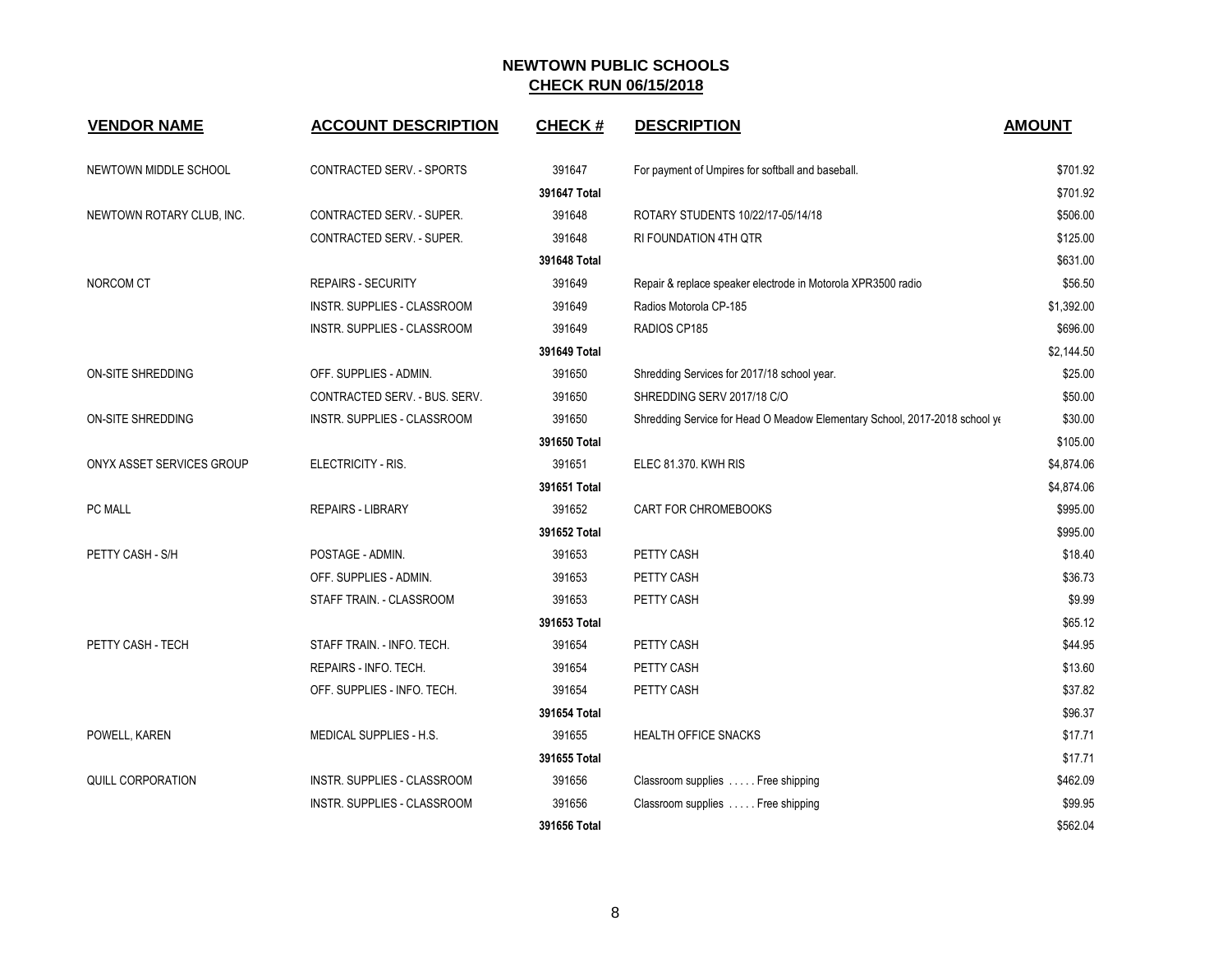## NEWTOWN PUBLIC SCHOOLS
## CHECK RUN 06/15/2018

| VENDOR NAME | ACCOUNT DESCRIPTION | CHECK # | DESCRIPTION | AMOUNT |
|---|---|---|---|---|
| NEWTOWN MIDDLE SCHOOL | CONTRACTED SERV. - SPORTS | 391647 | For payment of Umpires for softball and baseball. | $701.92 |
| | | **391647 Total** | | $701.92 |
| NEWTOWN ROTARY CLUB, INC. | CONTRACTED SERV. - SUPER. | 391648 | ROTARY STUDENTS 10/22/17-05/14/18 | $506.00 |
| | CONTRACTED SERV. - SUPER. | 391648 | RI FOUNDATION 4TH QTR | $125.00 |
| | | **391648 Total** | | $631.00 |
| NORCOM CT | REPAIRS - SECURITY | 391649 | Repair & replace speaker electrode in Motorola XPR3500 radio | $56.50 |
| | INSTR. SUPPLIES - CLASSROOM | 391649 | Radios Motorola CP-185 | $1,392.00 |
| | INSTR. SUPPLIES - CLASSROOM | 391649 | RADIOS CP185 | $696.00 |
| | | **391649 Total** | | $2,144.50 |
| ON-SITE SHREDDING | OFF. SUPPLIES - ADMIN. | 391650 | Shredding Services for 2017/18 school year. | $25.00 |
| | CONTRACTED SERV. - BUS. SERV. | 391650 | SHREDDING SERV 2017/18 C/O | $50.00 |
| ON-SITE SHREDDING | INSTR. SUPPLIES - CLASSROOM | 391650 | Shredding Service for Head O Meadow Elementary School, 2017-2018 school ye | $30.00 |
| | | **391650 Total** | | $105.00 |
| ONYX ASSET SERVICES GROUP | ELECTRICITY - RIS. | 391651 | ELEC 81.370. KWH RIS | $4,874.06 |
| | | **391651 Total** | | $4,874.06 |
| PC MALL | REPAIRS - LIBRARY | 391652 | CART FOR CHROMEBOOKS | $995.00 |
| | | **391652 Total** | | $995.00 |
| PETTY CASH - S/H | POSTAGE - ADMIN. | 391653 | PETTY CASH | $18.40 |
| | OFF. SUPPLIES - ADMIN. | 391653 | PETTY CASH | $36.73 |
| | STAFF TRAIN. - CLASSROOM | 391653 | PETTY CASH | $9.99 |
| | | **391653 Total** | | $65.12 |
| PETTY CASH - TECH | STAFF TRAIN. - INFO. TECH. | 391654 | PETTY CASH | $44.95 |
| | REPAIRS - INFO. TECH. | 391654 | PETTY CASH | $13.60 |
| | OFF. SUPPLIES - INFO. TECH. | 391654 | PETTY CASH | $37.82 |
| | | **391654 Total** | | $96.37 |
| POWELL, KAREN | MEDICAL SUPPLIES - H.S. | 391655 | HEALTH OFFICE SNACKS | $17.71 |
| | | **391655 Total** | | $17.71 |
| QUILL CORPORATION | INSTR. SUPPLIES - CLASSROOM | 391656 | Classroom supplies . . . . . Free shipping | $462.09 |
| | INSTR. SUPPLIES - CLASSROOM | 391656 | Classroom supplies . . . . . Free shipping | $99.95 |
| | | **391656 Total** | | $562.04 |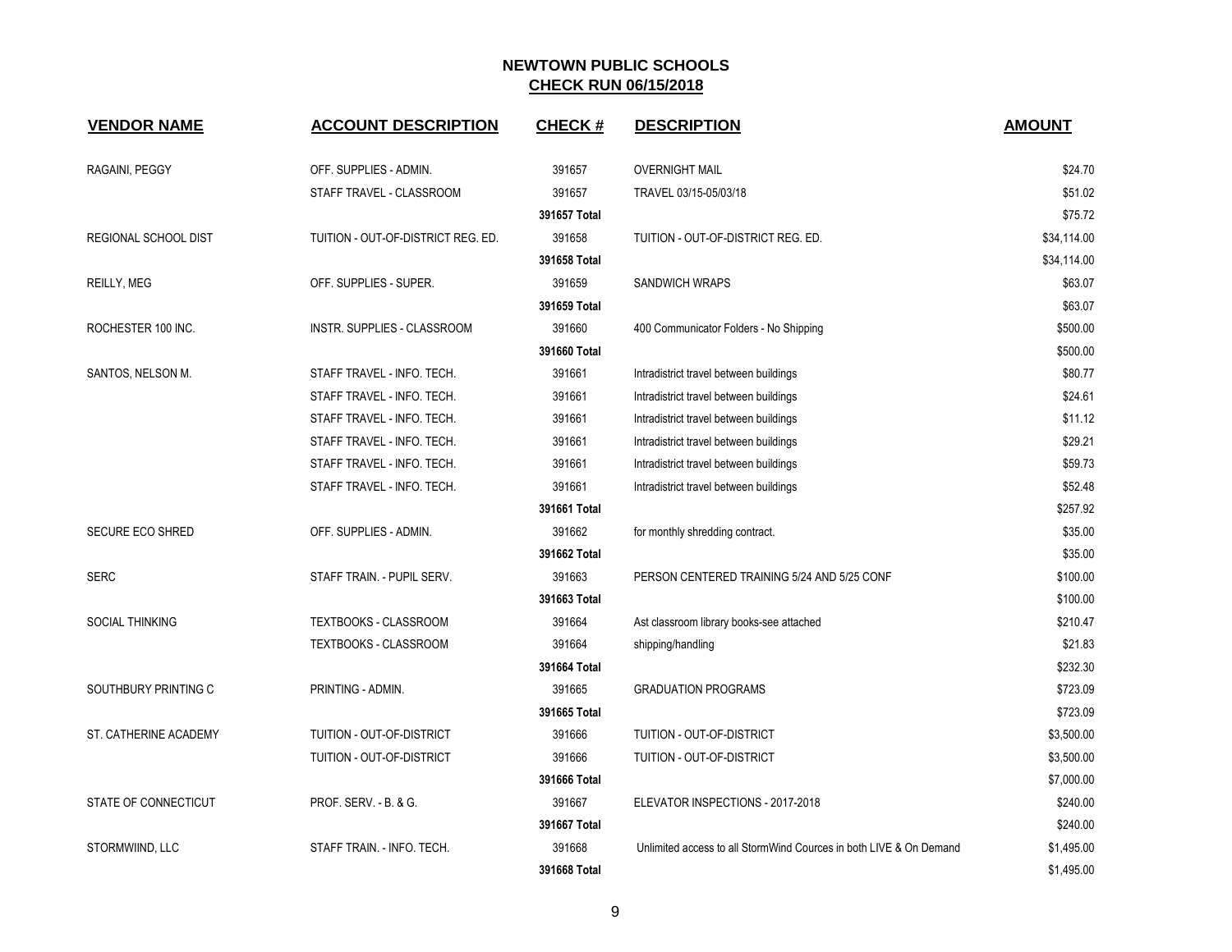# NEWTOWN PUBLIC SCHOOLS
## CHECK RUN 06/15/2018

| VENDOR NAME | ACCOUNT DESCRIPTION | CHECK # | DESCRIPTION | AMOUNT |
|---|---|---|---|---|
| RAGAINI, PEGGY | OFF. SUPPLIES - ADMIN. | 391657 | OVERNIGHT MAIL | $24.70 |
| | STAFF TRAVEL - CLASSROOM | 391657 | TRAVEL 03/15-05/03/18 | $51.02 |
| | | **391657 Total** | | $75.72 |
| REGIONAL SCHOOL DIST | TUITION - OUT-OF-DISTRICT REG. ED. | 391658 | TUITION - OUT-OF-DISTRICT REG. ED. | $34,114.00 |
| | | **391658 Total** | | $34,114.00 |
| REILLY, MEG | OFF. SUPPLIES - SUPER. | 391659 | SANDWICH WRAPS | $63.07 |
| | | **391659 Total** | | $63.07 |
| ROCHESTER 100 INC. | INSTR. SUPPLIES - CLASSROOM | 391660 | 400 Communicator Folders - No Shipping | $500.00 |
| | | **391660 Total** | | $500.00 |
| SANTOS, NELSON M. | STAFF TRAVEL - INFO. TECH. | 391661 | Intradistrict travel between buildings | $80.77 |
| | STAFF TRAVEL - INFO. TECH. | 391661 | Intradistrict travel between buildings | $24.61 |
| | STAFF TRAVEL - INFO. TECH. | 391661 | Intradistrict travel between buildings | $11.12 |
| | STAFF TRAVEL - INFO. TECH. | 391661 | Intradistrict travel between buildings | $29.21 |
| | STAFF TRAVEL - INFO. TECH. | 391661 | Intradistrict travel between buildings | $59.73 |
| | STAFF TRAVEL - INFO. TECH. | 391661 | Intradistrict travel between buildings | $52.48 |
| | | **391661 Total** | | $257.92 |
| SECURE ECO SHRED | OFF. SUPPLIES - ADMIN. | 391662 | for monthly shredding contract. | $35.00 |
| | | **391662 Total** | | $35.00 |
| SERC | STAFF TRAIN. - PUPIL SERV. | 391663 | PERSON CENTERED TRAINING 5/24 AND 5/25 CONF | $100.00 |
| | | **391663 Total** | | $100.00 |
| SOCIAL THINKING | TEXTBOOKS - CLASSROOM | 391664 | Ast classroom library books-see attached | $210.47 |
| | TEXTBOOKS - CLASSROOM | 391664 | shipping/handling | $21.83 |
| | | **391664 Total** | | $232.30 |
| SOUTHBURY PRINTING C | PRINTING - ADMIN. | 391665 | GRADUATION PROGRAMS | $723.09 |
| | | **391665 Total** | | $723.09 |
| ST. CATHERINE ACADEMY | TUITION - OUT-OF-DISTRICT | 391666 | TUITION - OUT-OF-DISTRICT | $3,500.00 |
| | TUITION - OUT-OF-DISTRICT | 391666 | TUITION - OUT-OF-DISTRICT | $3,500.00 |
| | | **391666 Total** | | $7,000.00 |
| STATE OF CONNECTICUT | PROF. SERV. - B. & G. | 391667 | ELEVATOR INSPECTIONS - 2017-2018 | $240.00 |
| | | **391667 Total** | | $240.00 |
| STORMWIIND, LLC | STAFF TRAIN. - INFO. TECH. | 391668 | Unlimited access to all StormWind Cources in both LIVE & On Demand | $1,495.00 |
| | | **391668 Total** | | $1,495.00 |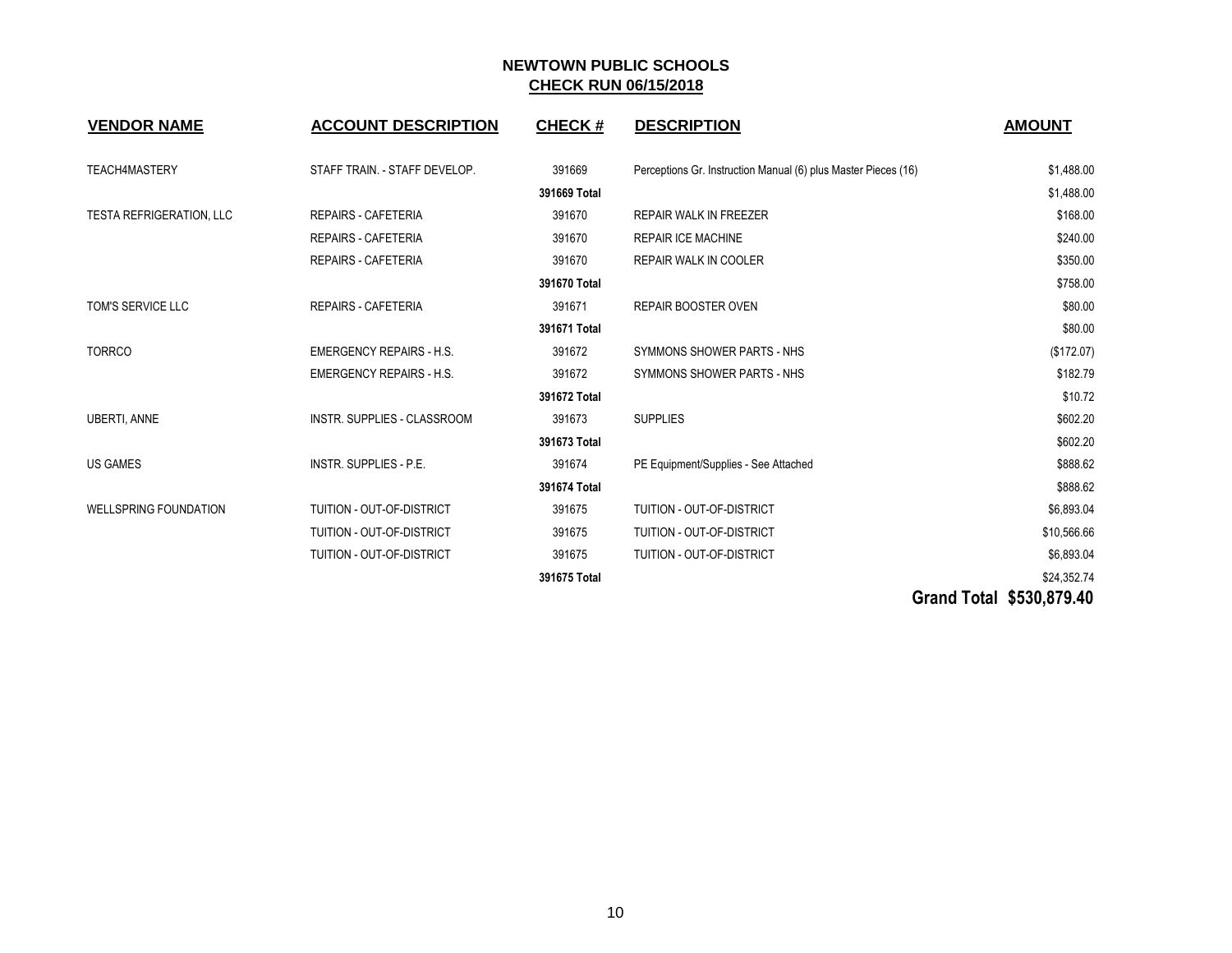# NEWTOWN PUBLIC SCHOOLS
## CHECK RUN 06/15/2018

| VENDOR NAME | ACCOUNT DESCRIPTION | CHECK # | DESCRIPTION | AMOUNT |
|---|---|---|---|---|
| TEACH4MASTERY | STAFF TRAIN. - STAFF DEVELOP. | 391669 | Perceptions Gr. Instruction Manual (6) plus Master Pieces (16) | $1,488.00 |
| | | **391669 Total** | | $1,488.00 |
| TESTA REFRIGERATION, LLC | REPAIRS - CAFETERIA | 391670 | REPAIR WALK IN FREEZER | $168.00 |
| | REPAIRS - CAFETERIA | 391670 | REPAIR ICE MACHINE | $240.00 |
| | REPAIRS - CAFETERIA | 391670 | REPAIR WALK IN COOLER | $350.00 |
| | | **391670 Total** | | $758.00 |
| TOM'S SERVICE LLC | REPAIRS - CAFETERIA | 391671 | REPAIR BOOSTER OVEN | $80.00 |
| | | **391671 Total** | | $80.00 |
| TORRCO | EMERGENCY REPAIRS - H.S. | 391672 | SYMMONS SHOWER PARTS - NHS | ($172.07) |
| | EMERGENCY REPAIRS - H.S. | 391672 | SYMMONS SHOWER PARTS - NHS | $182.79 |
| | | **391672 Total** | | $10.72 |
| UBERTI, ANNE | INSTR. SUPPLIES - CLASSROOM | 391673 | SUPPLIES | $602.20 |
| | | **391673 Total** | | $602.20 |
| US GAMES | INSTR. SUPPLIES - P.E. | 391674 | PE Equipment/Supplies - See Attached | $888.62 |
| | | **391674 Total** | | $888.62 |
| WELLSPRING FOUNDATION | TUITION - OUT-OF-DISTRICT | 391675 | TUITION - OUT-OF-DISTRICT | $6,893.04 |
| | TUITION - OUT-OF-DISTRICT | 391675 | TUITION - OUT-OF-DISTRICT | $10,566.66 |
| | TUITION - OUT-OF-DISTRICT | 391675 | TUITION - OUT-OF-DISTRICT | $6,893.04 |
| | | **391675 Total** | | $24,352.74 |
| | | | **Grand Total** | **$530,879.40** |